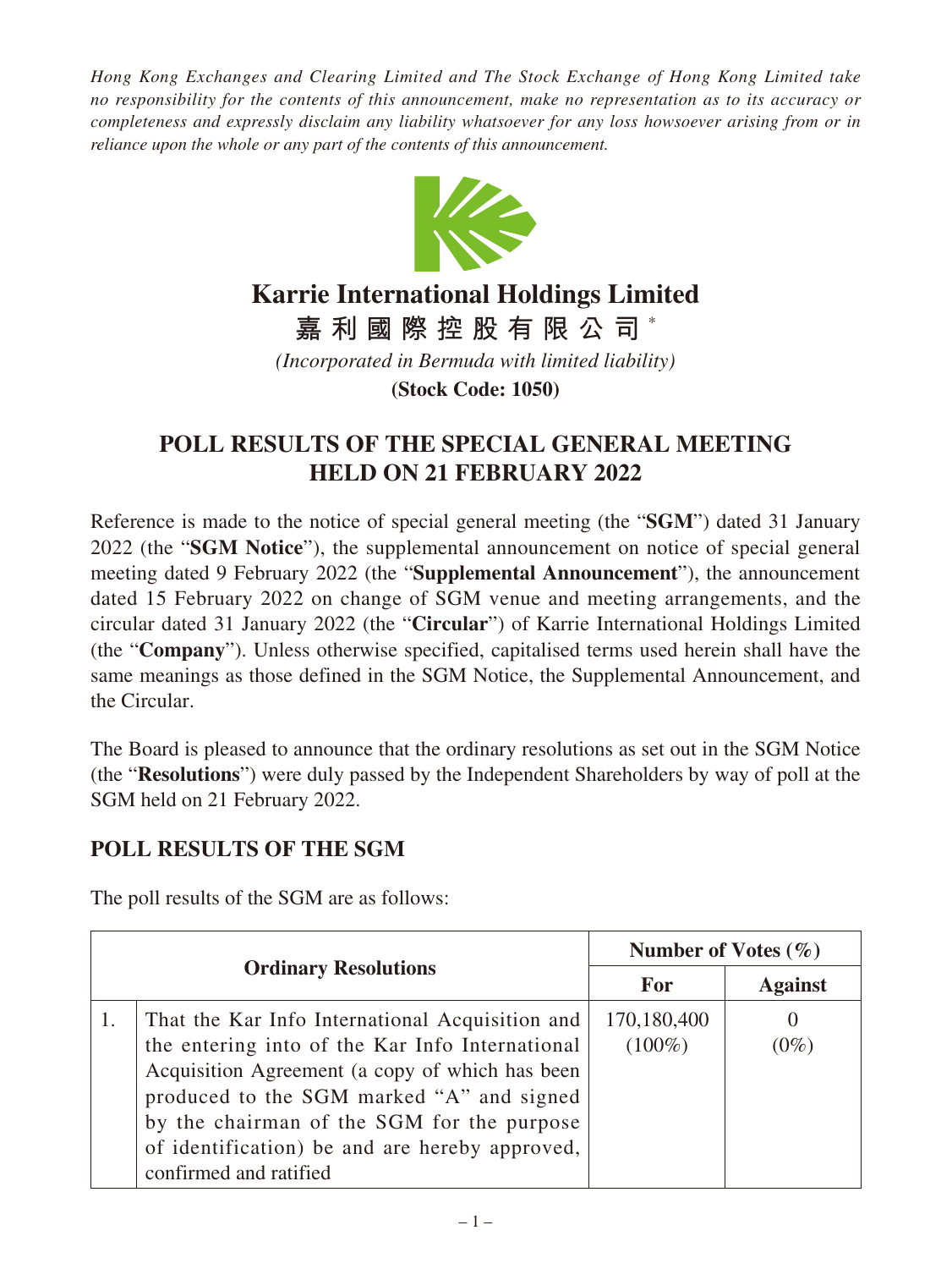*Hong Kong Exchanges and Clearing Limited and The Stock Exchange of Hong Kong Limited take no responsibility for the contents of this announcement, make no representation as to its accuracy or completeness and expressly disclaim any liability whatsoever for any loss howsoever arising from or in reliance upon the whole or any part of the contents of this announcement.*

# Karrie International Holdings Limited

**嘉利國際控股有限公司*** 

*(Incorporated in Bermuda with limited liability)*

**(Stock Code: 1050)**

## POLL RESULTS OF THE SPECIAL GENERAL MEETING HELD ON 21 FEBRUARY 2022

Reference is made to the notice of special general meeting (the "**SGM**") dated 31 January 2022 (the "**SGM Notice**"), the supplemental announcement on notice of special general meeting dated 9 February 2022 (the "**Supplemental Announcement**"), the announcement dated 15 February 2022 on change of SGM venue and meeting arrangements, and the circular dated 31 January 2022 (the "**Circular**") of Karrie International Holdings Limited (the "**Company**"). Unless otherwise specified, capitalised terms used herein shall have the same meanings as those defined in the SGM Notice, the Supplemental Announcement, and the Circular.

The Board is pleased to announce that the ordinary resolutions as set out in the SGM Notice (the "**Resolutions**") were duly passed by the Independent Shareholders by way of poll at the SGM held on 21 February 2022.

## POLL RESULTS OF THE SGM

The poll results of the SGM are as follows:

| Ordinary Resolutions | | Number of Votes (%) | |
|---|---|---|---|
| | | **For** | **Against** |
| 1. | That the Kar Info International Acquisition and the entering into of the Kar Info International Acquisition Agreement (a copy of which has been produced to the SGM marked "A" and signed by the chairman of the SGM for the purpose of identification) be and are hereby approved, confirmed and ratified | 170,180,400 (100%) | 0 (0%) |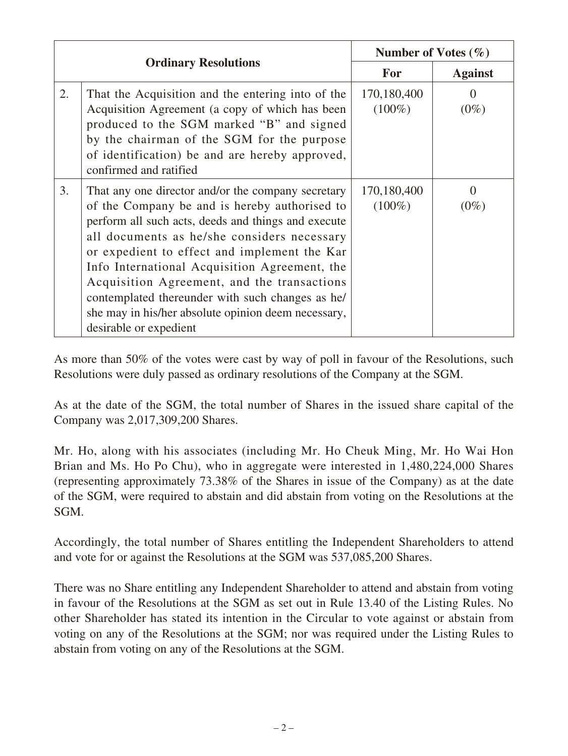| | Ordinary Resolutions | Number of Votes (%) | |
|---|---|---|---|
| | | **For** | **Against** |
| 2. | That the Acquisition and the entering into of the Acquisition Agreement (a copy of which has been produced to the SGM marked "B" and signed by the chairman of the SGM for the purpose of identification) be and are hereby approved, confirmed and ratified | 170,180,400 (100%) | 0 (0%) |
| 3. | That any one director and/or the company secretary of the Company be and is hereby authorised to perform all such acts, deeds and things and execute all documents as he/she considers necessary or expedient to effect and implement the Kar Info International Acquisition Agreement, the Acquisition Agreement, and the transactions contemplated thereunder with such changes as he/she may in his/her absolute opinion deem necessary, desirable or expedient | 170,180,400 (100%) | 0 (0%) |

As more than 50% of the votes were cast by way of poll in favour of the Resolutions, such Resolutions were duly passed as ordinary resolutions of the Company at the SGM.

As at the date of the SGM, the total number of Shares in the issued share capital of the Company was 2,017,309,200 Shares.

Mr. Ho, along with his associates (including Mr. Ho Cheuk Ming, Mr. Ho Wai Hon Brian and Ms. Ho Po Chu), who in aggregate were interested in 1,480,224,000 Shares (representing approximately 73.38% of the Shares in issue of the Company) as at the date of the SGM, were required to abstain and did abstain from voting on the Resolutions at the SGM.

Accordingly, the total number of Shares entitling the Independent Shareholders to attend and vote for or against the Resolutions at the SGM was 537,085,200 Shares.

There was no Share entitling any Independent Shareholder to attend and abstain from voting in favour of the Resolutions at the SGM as set out in Rule 13.40 of the Listing Rules. No other Shareholder has stated its intention in the Circular to vote against or abstain from voting on any of the Resolutions at the SGM; nor was required under the Listing Rules to abstain from voting on any of the Resolutions at the SGM.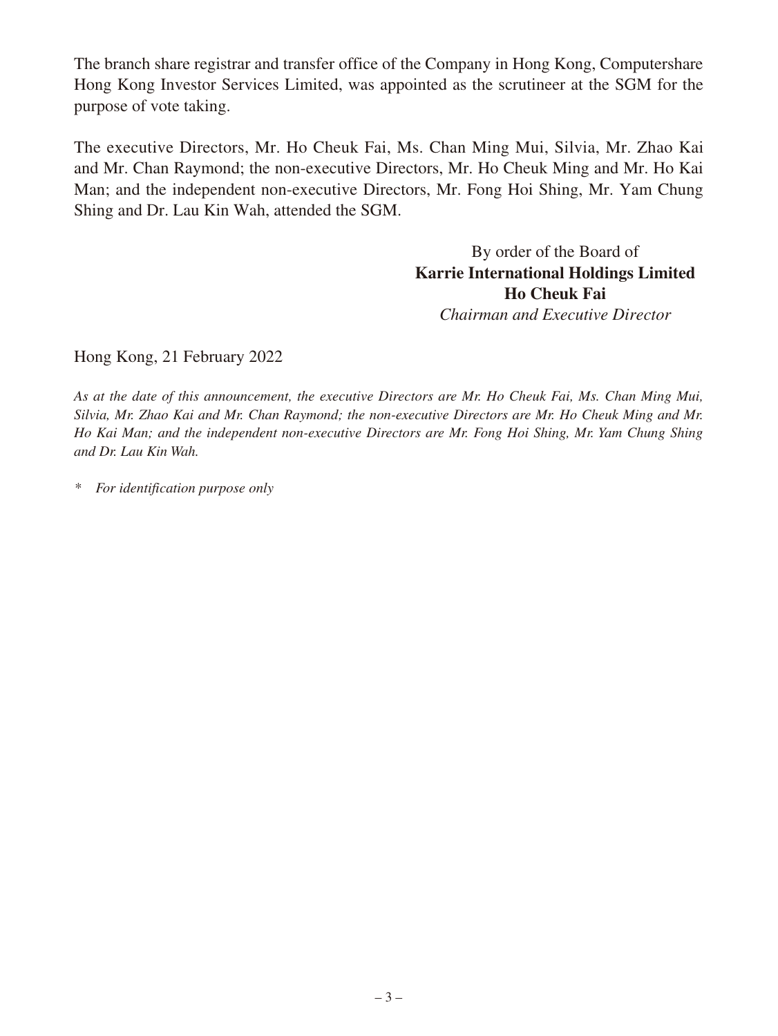The branch share registrar and transfer office of the Company in Hong Kong, Computershare Hong Kong Investor Services Limited, was appointed as the scrutineer at the SGM for the purpose of vote taking.

The executive Directors, Mr. Ho Cheuk Fai, Ms. Chan Ming Mui, Silvia, Mr. Zhao Kai and Mr. Chan Raymond; the non-executive Directors, Mr. Ho Cheuk Ming and Mr. Ho Kai Man; and the independent non-executive Directors, Mr. Fong Hoi Shing, Mr. Yam Chung Shing and Dr. Lau Kin Wah, attended the SGM.

By order of the Board of
**Karrie International Holdings Limited**
**Ho Cheuk Fai**
*Chairman and Executive Director*

Hong Kong, 21 February 2022

*As at the date of this announcement, the executive Directors are Mr. Ho Cheuk Fai, Ms. Chan Ming Mui, Silvia, Mr. Zhao Kai and Mr. Chan Raymond; the non-executive Directors are Mr. Ho Cheuk Ming and Mr. Ho Kai Man; and the independent non-executive Directors are Mr. Fong Hoi Shing, Mr. Yam Chung Shing and Dr. Lau Kin Wah.*

\* *For identification purpose only*